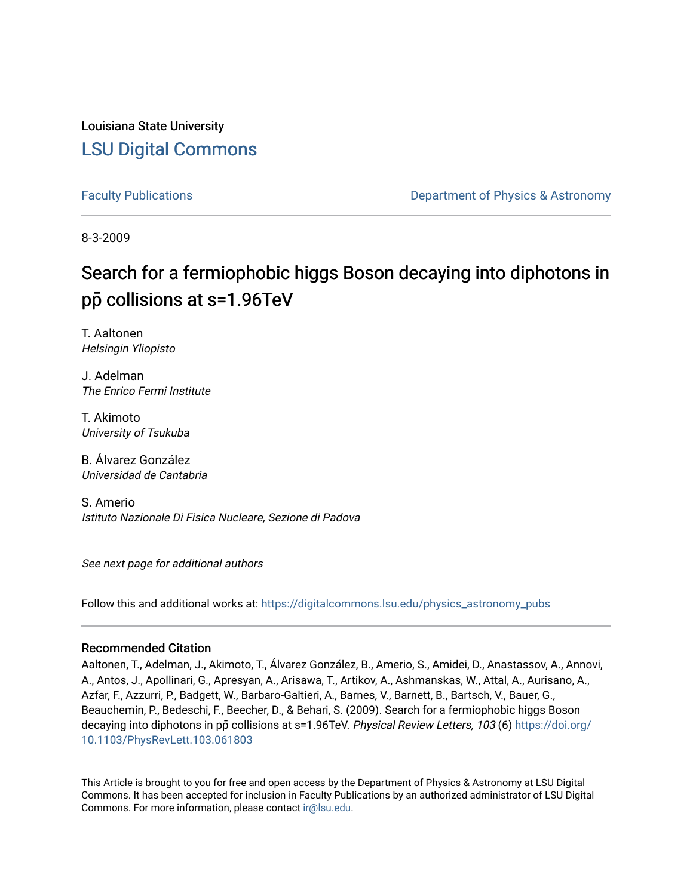Louisiana State University

# LSU Digital Commons

Faculty Publications

Department of Physics & Astronomy

8-3-2009

# Search for a fermiophobic higgs Boson decaying into diphotons in pp̄ collisions at s=1.96TeV

T. Aaltonen
*Helsingin Yliopisto*

J. Adelman
*The Enrico Fermi Institute*

T. Akimoto
*University of Tsukuba*

B. Álvarez González
*Universidad de Cantabria*

S. Amerio
*Istituto Nazionale Di Fisica Nucleare, Sezione di Padova*

*See next page for additional authors*

Follow this and additional works at: https://digitalcommons.lsu.edu/physics_astronomy_pubs

## Recommended Citation

Aaltonen, T., Adelman, J., Akimoto, T., Álvarez González, B., Amerio, S., Amidei, D., Anastassov, A., Annovi, A., Antos, J., Apollinari, G., Apresyan, A., Arisawa, T., Artikov, A., Ashmanskas, W., Attal, A., Aurisano, A., Azfar, F., Azzurri, P., Badgett, W., Barbaro-Galtieri, A., Barnes, V., Barnett, B., Bartsch, V., Bauer, G., Beauchemin, P., Bedeschi, F., Beecher, D., & Behari, S. (2009). Search for a fermiophobic higgs Boson decaying into diphotons in pp̄ collisions at s=1.96TeV. *Physical Review Letters, 103* (6) https://doi.org/10.1103/PhysRevLett.103.061803

This Article is brought to you for free and open access by the Department of Physics & Astronomy at LSU Digital Commons. It has been accepted for inclusion in Faculty Publications by an authorized administrator of LSU Digital Commons. For more information, please contact ir@lsu.edu.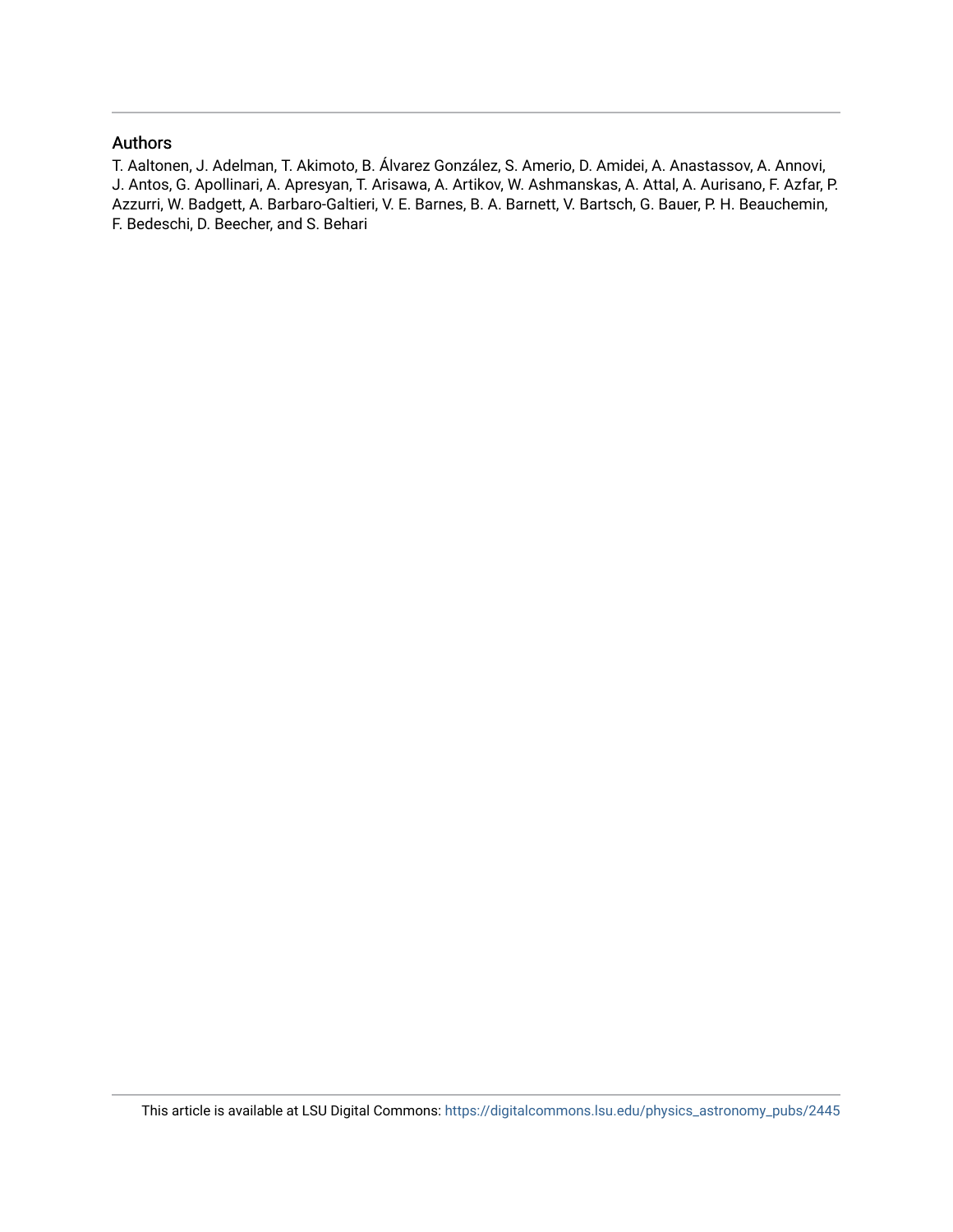## Authors

T. Aaltonen, J. Adelman, T. Akimoto, B. Álvarez González, S. Amerio, D. Amidei, A. Anastassov, A. Annovi, J. Antos, G. Apollinari, A. Apresyan, T. Arisawa, A. Artikov, W. Ashmanskas, A. Attal, A. Aurisano, F. Azfar, P. Azzurri, W. Badgett, A. Barbaro-Galtieri, V. E. Barnes, B. A. Barnett, V. Bartsch, G. Bauer, P. H. Beauchemin, F. Bedeschi, D. Beecher, and S. Behari

This article is available at LSU Digital Commons: https://digitalcommons.lsu.edu/physics_astronomy_pubs/2445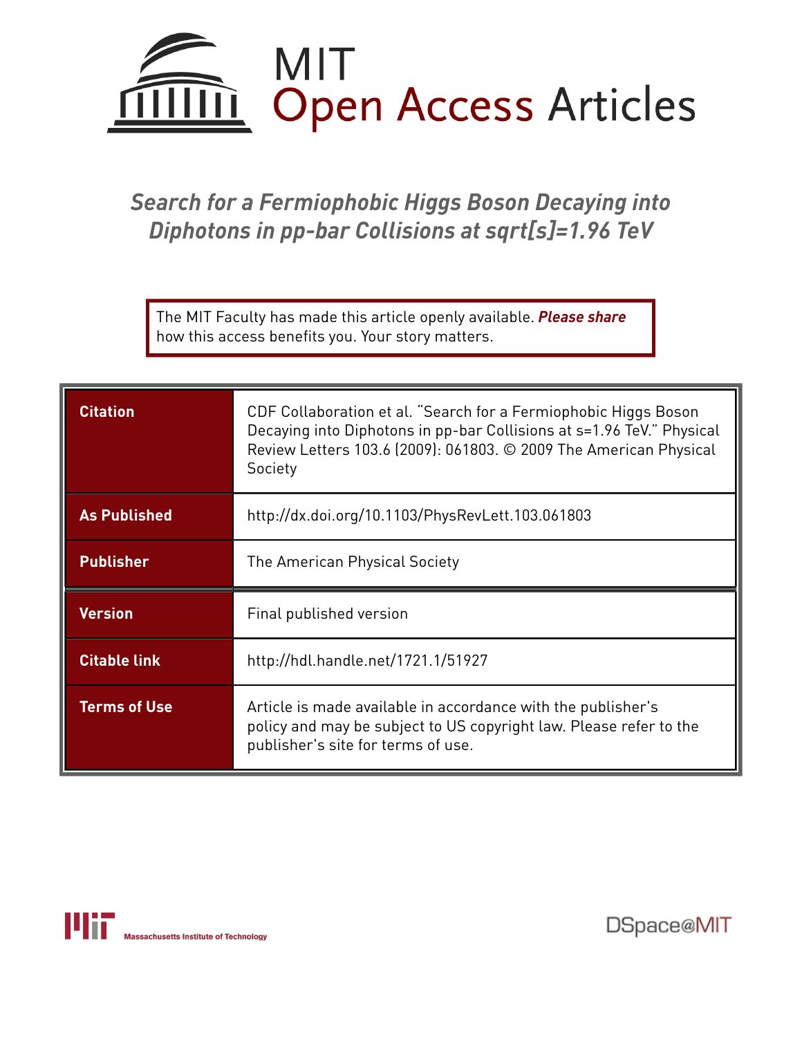# Search for a Fermiophobic Higgs Boson Decaying into Diphotons in pp-bar Collisions at sqrt[s]=1.96 TeV

The MIT Faculty has made this article openly available. ***Please share*** how this access benefits you. Your story matters.

| | |
|---|---|
| **Citation** | CDF Collaboration et al. "Search for a Fermiophobic Higgs Boson Decaying into Diphotons in pp-bar Collisions at s=1.96 TeV." Physical Review Letters 103.6 (2009): 061803. © 2009 The American Physical Society |
| **As Published** | http://dx.doi.org/10.1103/PhysRevLett.103.061803 |
| **Publisher** | The American Physical Society |
| **Version** | Final published version |
| **Citable link** | http://hdl.handle.net/1721.1/51927 |
| **Terms of Use** | Article is made available in accordance with the publisher's policy and may be subject to US copyright law. Please refer to the publisher's site for terms of use. |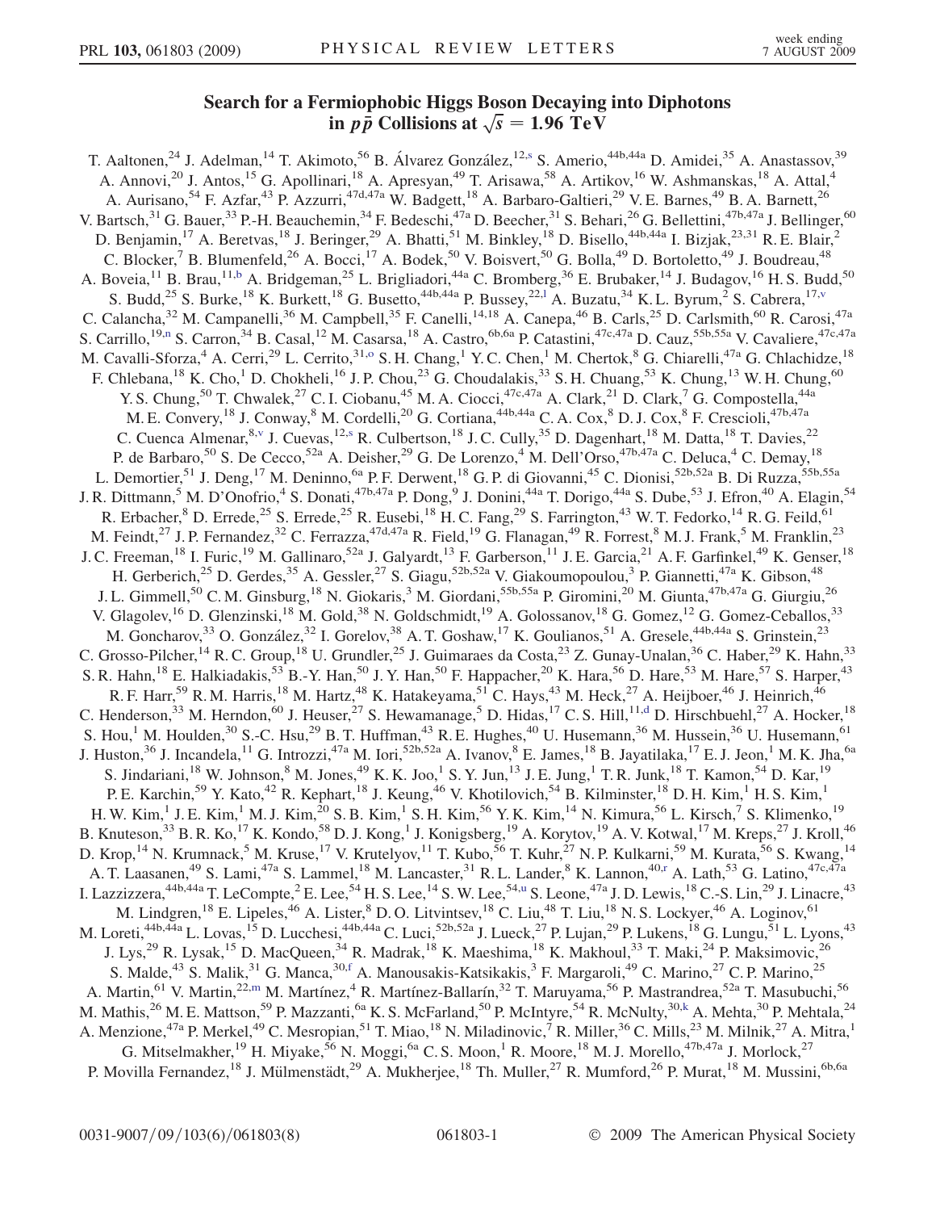# Search for a Fermiophobic Higgs Boson Decaying into Diphotons in $p\bar{p}$ Collisions at $\sqrt{s} = 1.96$ TeV

T. Aaltonen,[24] J. Adelman,[14] T. Akimoto,[56] B. Álvarez González,[12,s] S. Amerio,[44b,44a] D. Amidei,[35] A. Anastassov,[39] A. Annovi,[20] J. Antos,[15] G. Apollinari,[18] A. Apresyan,[49] T. Arisawa,[58] A. Artikov,[16] W. Ashmanskas,[18] A. Attal,[4] A. Aurisano,[54] F. Azfar,[43] P. Azzurri,[47d,47a] W. Badgett,[18] A. Barbaro-Galtieri,[29] V. E. Barnes,[49] B. A. Barnett,[26] V. Bartsch,[31] G. Bauer,[33] P.-H. Beauchemin,[34] F. Bedeschi,[47a] D. Beecher,[31] S. Behari,[26] G. Bellettini,[47b,47a] J. Bellinger,[60] D. Benjamin,[17] A. Beretvas,[18] J. Beringer,[29] A. Bhatti,[51] M. Binkley,[18] D. Bisello,[44b,44a] I. Bizjak,[23,31] R. E. Blair,[2] C. Blocker,[7] B. Blumenfeld,[26] A. Bocci,[17] A. Bodek,[50] V. Boisvert,[50] G. Bolla,[49] D. Bortoletto,[49] J. Boudreau,[48] A. Boveia,[11] B. Brau,[11,b] A. Bridgeman,[25] L. Brigliadori,[44a] C. Bromberg,[36] E. Brubaker,[14] J. Budagov,[16] H. S. Budd,[50] S. Budd,[25] S. Burke,[18] K. Burkett,[18] G. Busetto,[44b,44a] P. Bussey,[22,l] A. Buzatu,[34] K. L. Byrum,[2] S. Cabrera,[17,v] C. Calancha,[32] M. Campanelli,[36] M. Campbell,[35] F. Canelli,[14,18] A. Canepa,[46] B. Carls,[25] D. Carlsmith,[60] R. Carosi,[47a] S. Carrillo,[19,n] S. Carron,[34] B. Casal,[12] M. Casarsa,[18] A. Castro,[6b,6a] P. Catastini,[47c,47a] D. Cauz,[55b,55a] V. Cavaliere,[47c,47a] M. Cavalli-Sforza,[4] A. Cerri,[29] L. Cerrito,[31,o] S. H. Chang,[1] Y. C. Chen,[1] M. Chertok,[8] G. Chiarelli,[47a] G. Chlachidze,[18] F. Chlebana,[18] K. Cho,[1] D. Chokheli,[16] J. P. Chou,[23] G. Choudalakis,[33] S. H. Chuang,[53] K. Chung,[13] W. H. Chung,[60] Y. S. Chung,[50] T. Chwalek,[27] C. I. Ciobanu,[45] M. A. Ciocci,[47c,47a] A. Clark,[21] D. Clark,[7] G. Compostella,[44a] M. E. Convery,[18] J. Conway,[8] M. Cordelli,[20] G. Cortiana,[44b,44a] C. A. Cox,[8] D. J. Cox,[8] F. Crescioli,[47b,47a] C. Cuenca Almenar,[8,v] J. Cuevas,[12,s] R. Culbertson,[18] J. C. Cully,[35] D. Dagenhart,[18] M. Datta,[18] T. Davies,[22] P. de Barbaro,[50] S. De Cecco,[52a] A. Deisher,[29] G. De Lorenzo,[4] M. Dell'Orso,[47b,47a] C. Deluca,[4] C. Demay,[18] L. Demortier,[51] J. Deng,[17] M. Deninno,[6a] P. F. Derwent,[18] G. P. di Giovanni,[45] C. Dionisi,[52b,52a] B. Di Ruzza,[55b,55a] J. R. Dittmann,[5] M. D'Onofrio,[4] S. Donati,[47b,47a] P. Dong,[9] J. Donini,[44a] T. Dorigo,[44a] S. Dube,[53] J. Efron,[40] A. Elagin,[54] R. Erbacher,[8] D. Errede,[25] S. Errede,[25] R. Eusebi,[18] H. C. Fang,[29] S. Farrington,[43] W. T. Fedorko,[14] R. G. Feild,[61] M. Feindt,[27] J. P. Fernandez,[32] C. Ferrazza,[47d,47a] R. Field,[19] G. Flanagan,[49] R. Forrest,[8] M. J. Frank,[5] M. Franklin,[23] J. C. Freeman,[18] I. Furic,[19] M. Gallinaro,[52a] J. Galyardt,[13] F. Garberson,[11] J. E. Garcia,[21] A. F. Garfinkel,[49] K. Genser,[18] H. Gerberich,[25] D. Gerdes,[35] A. Gessler,[27] S. Giagu,[52b,52a] V. Giakoumopoulou,[3] P. Giannetti,[47a] K. Gibson,[48] J. L. Gimmell,[50] C. M. Ginsburg,[18] N. Giokaris,[3] M. Giordani,[55b,55a] P. Giromini,[20] M. Giunta,[47b,47a] G. Giurgiu,[26] V. Glagolev,[16] D. Glenzinski,[18] M. Gold,[38] N. Goldschmidt,[19] A. Golossanov,[18] G. Gomez,[12] G. Gomez-Ceballos,[33] M. Goncharov,[33] O. González,[32] I. Gorelov,[38] A. T. Goshaw,[17] K. Goulianos,[51] A. Gresele,[44b,44a] S. Grinstein,[23] C. Grosso-Pilcher,[14] R. C. Group,[18] U. Grundler,[25] J. Guimaraes da Costa,[23] Z. Gunay-Unalan,[36] C. Haber,[29] K. Hahn,[33] S. R. Hahn,[18] E. Halkiadakis,[53] B.-Y. Han,[50] J. Y. Han,[50] F. Happacher,[20] K. Hara,[56] D. Hare,[53] M. Hare,[57] S. Harper,[43] R. F. Harr,[59] R. M. Harris,[18] M. Hartz,[48] K. Hatakeyama,[51] C. Hays,[43] M. Heck,[27] A. Heijboer,[46] J. Heinrich,[46] C. Henderson,[33] M. Herndon,[60] J. Heuser,[27] S. Hewamanage,[5] D. Hidas,[17] C. S. Hill,[11,d] D. Hirschbuehl,[27] A. Hocker,[18] S. Hou,[1] M. Houlden,[30] S.-C. Hsu,[29] B. T. Huffman,[43] R. E. Hughes,[40] U. Husemann,[36] M. Hussein,[36] U. Husemann,[61] J. Huston,[36] J. Incandela,[11] G. Introzzi,[47a] M. Iori,[52b,52a] A. Ivanov,[8] E. James,[18] B. Jayatilaka,[17] E. J. Jeon,[1] M. K. Jha,[6a] S. Jindariani,[18] W. Johnson,[8] M. Jones,[49] K. K. Joo,[1] S. Y. Jun,[13] J. E. Jung,[1] T. R. Junk,[18] T. Kamon,[54] D. Kar,[19] P. E. Karchin,[59] Y. Kato,[42] R. Kephart,[18] J. Keung,[46] V. Khotilovich,[54] B. Kilminster,[18] D. H. Kim,[1] H. S. Kim,[1] H. W. Kim,[1] J. E. Kim,[1] M. J. Kim,[20] S. B. Kim,[1] S. H. Kim,[56] Y. K. Kim,[14] N. Kimura,[56] L. Kirsch,[7] S. Klimenko,[19] B. Knuteson,[33] B. R. Ko,[17] K. Kondo,[58] D. J. Kong,[1] J. Konigsberg,[19] A. Korytov,[19] A. V. Kotwal,[17] M. Kreps,[27] J. Kroll,[46] D. Krop,[14] N. Krumnack,[5] M. Kruse,[17] V. Krutelyov,[11] T. Kubo,[56] T. Kuhr,[27] N. P. Kulkarni,[59] M. Kurata,[56] S. Kwang,[14] A. T. Laasanen,[49] S. Lami,[47a] S. Lammel,[18] M. Lancaster,[31] R. L. Lander,[8] K. Lannon,[40,r] A. Lath,[53] G. Latino,[47c,47a] I. Lazzizzera,[44b,44a] T. LeCompte,[2] E. Lee,[54] H. S. Lee,[14] S. W. Lee,[54,u] S. Leone,[47a] J. D. Lewis,[18] C.-S. Lin,[29] J. Linacre,[43] M. Lindgren,[18] E. Lipeles,[46] A. Lister,[8] D. O. Litvintsev,[18] C. Liu,[48] T. Liu,[18] N. S. Lockyer,[46] A. Loginov,[61] M. Loreti,[44b,44a] L. Lovas,[15] D. Lucchesi,[44b,44a] C. Luci,[52b,52a] J. Lueck,[27] P. Lujan,[29] P. Lukens,[18] G. Lungu,[51] L. Lyons,[43] J. Lys,[29] R. Lysak,[15] D. MacQueen,[34] R. Madrak,[18] K. Maeshima,[18] K. Makhoul,[33] T. Maki,[24] P. Maksimovic,[26] S. Malde,[43] S. Malik,[31] G. Manca,[30,f] A. Manousakis-Katsikakis,[3] F. Margaroli,[49] C. Marino,[27] C. P. Marino,[25] A. Martin,[61] V. Martin,[22,m] M. Martínez,[4] R. Martínez-Ballarín,[32] T. Maruyama,[56] P. Mastrandrea,[52a] T. Masubuchi,[56] M. Mathis,[26] M. E. Mattson,[59] P. Mazzanti,[6a] K. S. McFarland,[50] P. McIntyre,[54] R. McNulty,[30,k] A. Mehta,[30] P. Mehtala,[24] A. Menzione,[47a] P. Merkel,[49] C. Mesropian,[51] T. Miao,[18] N. Miladinovic,[7] R. Miller,[36] C. Mills,[23] M. Milnik,[27] A. Mitra,[1] G. Mitselmakher,[19] H. Miyake,[56] N. Moggi,[6a] C. S. Moon,[1] R. Moore,[18] M. J. Morello,[47b,47a] J. Morlock,[27] P. Movilla Fernandez,[18] J. Mülmenstädt,[29] A. Mukherjee,[18] Th. Muller,[27] R. Mumford,[26] P. Murat,[18] M. Mussini,[6b,6a]

0031-9007/09/103(6)/061803(8) © 2009 The American Physical Society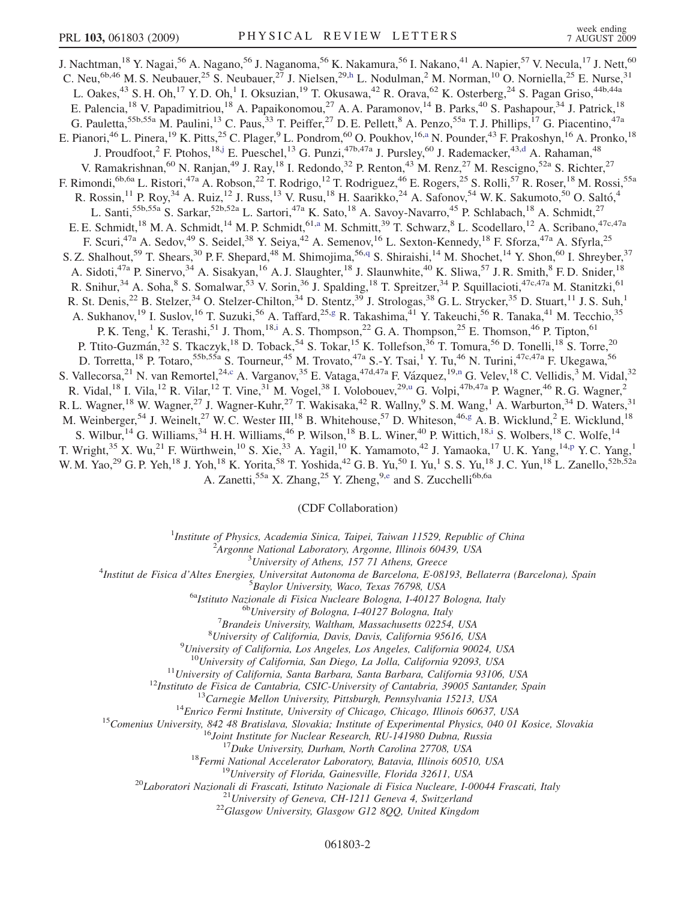J. Nachtman,[18] Y. Nagai,[56] A. Nagano,[56] J. Naganoma,[56] K. Nakamura,[56] I. Nakano,[41] A. Napier,[57] V. Necula,[17] J. Nett,[60] C. Neu,[6b,46] M. S. Neubauer,[25] S. Neubauer,[27] J. Nielsen,[29,h] L. Nodulman,[2] M. Norman,[10] O. Norniella,[25] E. Nurse,[31] L. Oakes,[43] S. H. Oh,[17] Y. D. Oh,[1] I. Oksuzian,[19] T. Okusawa,[42] R. Orava,[62] K. Osterberg,[24] S. Pagan Griso,[44b,44a] E. Palencia,[18] V. Papadimitriou,[18] A. Papaikonomou,[27] A. A. Paramonov,[14] B. Parks,[40] S. Pashapour,[34] J. Patrick,[18] G. Pauletta,[55b,55a] M. Paulini,[13] C. Paus,[33] T. Peiffer,[27] D. E. Pellett,[8] A. Penzo,[55a] T. J. Phillips,[17] G. Piacentino,[47a] E. Pianori,[46] L. Pinera,[19] K. Pitts,[25] C. Plager,[9] L. Pondrom,[60] O. Poukhov,[16,a] N. Pounder,[43] F. Prakoshyn,[16] A. Pronko,[18] J. Proudfoot,[2] F. Ptohos,[18,j] E. Pueschel,[13] G. Punzi,[47b,47a] J. Pursley,[60] J. Rademacker,[43,d] A. Rahaman,[48] V. Ramakrishnan,[60] N. Ranjan,[49] J. Ray,[18] I. Redondo,[32] P. Renton,[43] M. Renz,[27] M. Rescigno,[52a] S. Richter,[27] F. Rimondi,[6b,6a] L. Ristori,[47a] A. Robson,[22] T. Rodrigo,[12] T. Rodriguez,[46] E. Rogers,[25] S. Rolli,[57] R. Roser,[18] M. Rossi,[55a] R. Rossin,[11] P. Roy,[34] A. Ruiz,[12] J. Russ,[13] V. Rusu,[18] H. Saarikko,[24] A. Safonov,[54] W. K. Sakumoto,[50] O. Saltó,[4] L. Santi,[55b,55a] S. Sarkar,[52b,52a] L. Sartori,[47a] K. Sato,[18] A. Savoy-Navarro,[45] P. Schlabach,[18] A. Schmidt,[27] E. E. Schmidt,[18] M. A. Schmidt,[14] M. P. Schmidt,[61,a] M. Schmitt,[39] T. Schwarz,[8] L. Scodellaro,[12] A. Scribano,[47c,47a] F. Scuri,[47a] A. Sedov,[49] S. Seidel,[38] Y. Seiya,[42] A. Semenov,[16] L. Sexton-Kennedy,[18] F. Sforza,[47a] A. Sfyrla,[25] S. Z. Shalhout,[59] T. Shears,[30] P. F. Shepard,[48] M. Shimojima,[56,q] S. Shiraishi,[14] M. Shochet,[14] Y. Shon,[60] I. Shreyber,[37] A. Sidoti,[47a] P. Sinervo,[34] A. Sisakyan,[16] A. J. Slaughter,[18] J. Slaunwhite,[40] K. Sliwa,[57] J. R. Smith,[8] F. D. Snider,[18] R. Snihur,[34] A. Soha,[8] S. Somalwar,[53] V. Sorin,[36] J. Spalding,[18] T. Spreitzer,[34] P. Squillacioti,[47c,47a] M. Stanitzki,[61] R. St. Denis,[22] B. Stelzer,[34] O. Stelzer-Chilton,[34] D. Stentz,[39] J. Strologas,[38] G. L. Strycker,[35] D. Stuart,[11] J. S. Suh,[1] A. Sukhanov,[19] I. Suslov,[16] T. Suzuki,[56] A. Taffard,[25,g] R. Takashima,[41] Y. Takeuchi,[56] R. Tanaka,[41] M. Tecchio,[35] P. K. Teng,[1] K. Terashi,[51] J. Thom,[18,i] A. S. Thompson,[22] G. A. Thompson,[25] E. Thomson,[46] P. Tipton,[61] P. Ttito-Guzmán,[32] S. Tkaczyk,[18] D. Toback,[54] S. Tokar,[15] K. Tollefson,[36] T. Tomura,[56] D. Tonelli,[18] S. Torre,[20] D. Torretta,[18] P. Totaro,[55b,55a] S. Tourneur,[45] M. Trovato,[47a] S.-Y. Tsai,[1] Y. Tu,[46] N. Turini,[47c,47a] F. Ukegawa,[56] S. Vallecorsa,[21] N. van Remortel,[24,c] A. Varganov,[35] E. Vataga,[47d,47a] F. Vázquez,[19,n] G. Velev,[18] C. Vellidis,[3] M. Vidal,[32] R. Vidal,[18] I. Vila,[12] R. Vilar,[12] T. Vine,[31] M. Vogel,[38] I. Volobouev,[29,u] G. Volpi,[47b,47a] P. Wagner,[46] R. G. Wagner,[2] R. L. Wagner,[18] W. Wagner,[27] J. Wagner-Kuhr,[27] T. Wakisaka,[42] R. Wallny,[9] S. M. Wang,[1] A. Warburton,[34] D. Waters,[31] M. Weinberger,[54] J. Weinelt,[27] W. C. Wester III,[18] B. Whitehouse,[57] D. Whiteson,[46,g] A. B. Wicklund,[2] E. Wicklund,[18] S. Wilbur,[14] G. Williams,[34] H. H. Williams,[46] P. Wilson,[18] B. L. Winer,[40] P. Wittich,[18,i] S. Wolbers,[18] C. Wolfe,[14] T. Wright,[35] X. Wu,[21] F. Würthwein,[10] S. Xie,[33] A. Yagil,[10] K. Yamamoto,[42] J. Yamaoka,[17] U. K. Yang,[14,p] Y. C. Yang,[1] W. M. Yao,[29] G. P. Yeh,[18] J. Yoh,[18] K. Yorita,[58] T. Yoshida,[42] G. B. Yu,[50] I. Yu,[1] S. S. Yu,[18] J. C. Yun,[18] L. Zanello,[52b,52a] A. Zanetti,[55a] X. Zhang,[25] Y. Zheng,[9,e] and S. Zucchelli[6b,6a]

(CDF Collaboration)

[1]*Institute of Physics, Academia Sinica, Taipei, Taiwan 11529, Republic of China*
[2]*Argonne National Laboratory, Argonne, Illinois 60439, USA*
[3]*University of Athens, 157 71 Athens, Greece*
[4]*Institut de Fisica d'Altes Energies, Universitat Autonoma de Barcelona, E-08193, Bellaterra (Barcelona), Spain*
[5]*Baylor University, Waco, Texas 76798, USA*
[6a]*Istituto Nazionale di Fisica Nucleare Bologna, I-40127 Bologna, Italy*
[6b]*University of Bologna, I-40127 Bologna, Italy*
[7]*Brandeis University, Waltham, Massachusetts 02254, USA*
[8]*University of California, Davis, Davis, California 95616, USA*
[9]*University of California, Los Angeles, Los Angeles, California 90024, USA*
[10]*University of California, San Diego, La Jolla, California 92093, USA*
[11]*University of California, Santa Barbara, Santa Barbara, California 93106, USA*
[12]*Instituto de Fisica de Cantabria, CSIC-University of Cantabria, 39005 Santander, Spain*
[13]*Carnegie Mellon University, Pittsburgh, Pennsylvania 15213, USA*
[14]*Enrico Fermi Institute, University of Chicago, Chicago, Illinois 60637, USA*
[15]*Comenius University, 842 48 Bratislava, Slovakia; Institute of Experimental Physics, 040 01 Kosice, Slovakia*
[16]*Joint Institute for Nuclear Research, RU-141980 Dubna, Russia*
[17]*Duke University, Durham, North Carolina 27708, USA*
[18]*Fermi National Accelerator Laboratory, Batavia, Illinois 60510, USA*
[19]*University of Florida, Gainesville, Florida 32611, USA*
[20]*Laboratori Nazionali di Frascati, Istituto Nazionale di Fisica Nucleare, I-00044 Frascati, Italy*
[21]*University of Geneva, CH-1211 Geneva 4, Switzerland*
[22]*Glasgow University, Glasgow G12 8QQ, United Kingdom*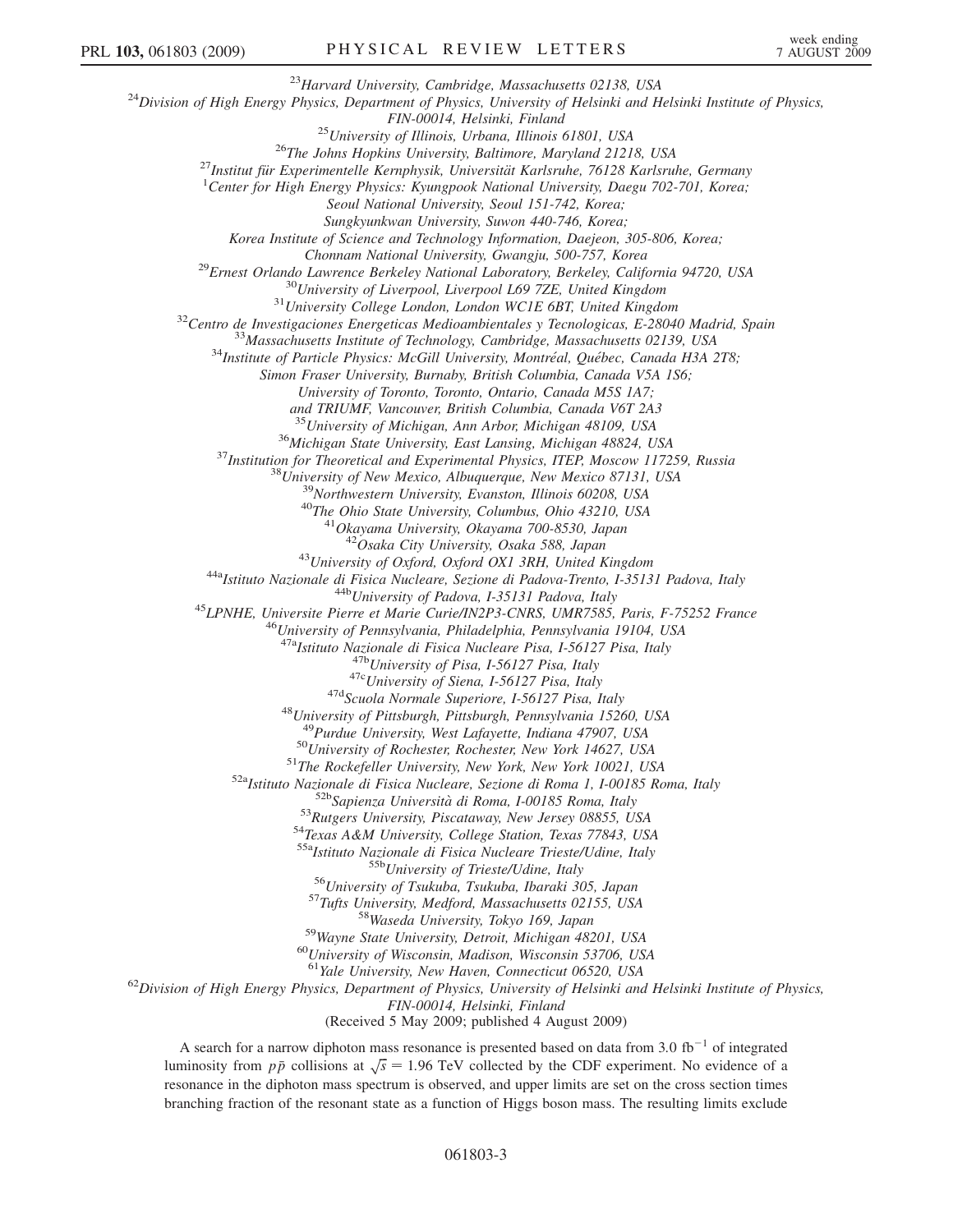[23]Harvard University, Cambridge, Massachusetts 02138, USA

[24]Division of High Energy Physics, Department of Physics, University of Helsinki and Helsinki Institute of Physics, FIN-00014, Helsinki, Finland

[25]University of Illinois, Urbana, Illinois 61801, USA

[26]The Johns Hopkins University, Baltimore, Maryland 21218, USA

[27]Institut für Experimentelle Kernphysik, Universität Karlsruhe, 76128 Karlsruhe, Germany

[1]Center for High Energy Physics: Kyungpook National University, Daegu 702-701, Korea;
Seoul National University, Seoul 151-742, Korea;
Sungkyunkwan University, Suwon 440-746, Korea;
Korea Institute of Science and Technology Information, Daejeon, 305-806, Korea;
Chonnam National University, Gwangju, 500-757, Korea

[29]Ernest Orlando Lawrence Berkeley National Laboratory, Berkeley, California 94720, USA

[30]University of Liverpool, Liverpool L69 7ZE, United Kingdom

[31]University College London, London WC1E 6BT, United Kingdom

[32]Centro de Investigaciones Energeticas Medioambientales y Tecnologicas, E-28040 Madrid, Spain

[33]Massachusetts Institute of Technology, Cambridge, Massachusetts 02139, USA

[34]Institute of Particle Physics: McGill University, Montréal, Québec, Canada H3A 2T8;
Simon Fraser University, Burnaby, British Columbia, Canada V5A 1S6;
University of Toronto, Toronto, Ontario, Canada M5S 1A7;
and TRIUMF, Vancouver, British Columbia, Canada V6T 2A3

[35]University of Michigan, Ann Arbor, Michigan 48109, USA

[36]Michigan State University, East Lansing, Michigan 48824, USA

[37]Institution for Theoretical and Experimental Physics, ITEP, Moscow 117259, Russia

[38]University of New Mexico, Albuquerque, New Mexico 87131, USA

[39]Northwestern University, Evanston, Illinois 60208, USA

[40]The Ohio State University, Columbus, Ohio 43210, USA

[41]Okayama University, Okayama 700-8530, Japan

[42]Osaka City University, Osaka 588, Japan

[43]University of Oxford, Oxford OX1 3RH, United Kingdom

[44a]Istituto Nazionale di Fisica Nucleare, Sezione di Padova-Trento, I-35131 Padova, Italy

[44b]University of Padova, I-35131 Padova, Italy

[45]LPNHE, Universite Pierre et Marie Curie/IN2P3-CNRS, UMR7585, Paris, F-75252 France

[46]University of Pennsylvania, Philadelphia, Pennsylvania 19104, USA

[47a]Istituto Nazionale di Fisica Nucleare Pisa, I-56127 Pisa, Italy

[47b]University of Pisa, I-56127 Pisa, Italy

[47c]University of Siena, I-56127 Pisa, Italy

[47d]Scuola Normale Superiore, I-56127 Pisa, Italy

[48]University of Pittsburgh, Pittsburgh, Pennsylvania 15260, USA

[49]Purdue University, West Lafayette, Indiana 47907, USA

[50]University of Rochester, Rochester, New York 14627, USA

[51]The Rockefeller University, New York, New York 10021, USA

[52a]Istituto Nazionale di Fisica Nucleare, Sezione di Roma 1, I-00185 Roma, Italy

[52b]Sapienza Università di Roma, I-00185 Roma, Italy

[53]Rutgers University, Piscataway, New Jersey 08855, USA

[54]Texas A&M University, College Station, Texas 77843, USA

[55a]Istituto Nazionale di Fisica Nucleare Trieste/Udine, Italy

[55b]University of Trieste/Udine, Italy

[56]University of Tsukuba, Tsukuba, Ibaraki 305, Japan

[57]Tufts University, Medford, Massachusetts 02155, USA

[58]Waseda University, Tokyo 169, Japan

[59]Wayne State University, Detroit, Michigan 48201, USA

[60]University of Wisconsin, Madison, Wisconsin 53706, USA

[61]Yale University, New Haven, Connecticut 06520, USA

[62]Division of High Energy Physics, Department of Physics, University of Helsinki and Helsinki Institute of Physics, FIN-00014, Helsinki, Finland

(Received 5 May 2009; published 4 August 2009)

A search for a narrow diphoton mass resonance is presented based on data from 3.0 $\text{fb}^{-1}$ of integrated luminosity from $p\bar{p}$ collisions at $\sqrt{s} = 1.96$ TeV collected by the CDF experiment. No evidence of a resonance in the diphoton mass spectrum is observed, and upper limits are set on the cross section times branching fraction of the resonant state as a function of Higgs boson mass. The resulting limits exclude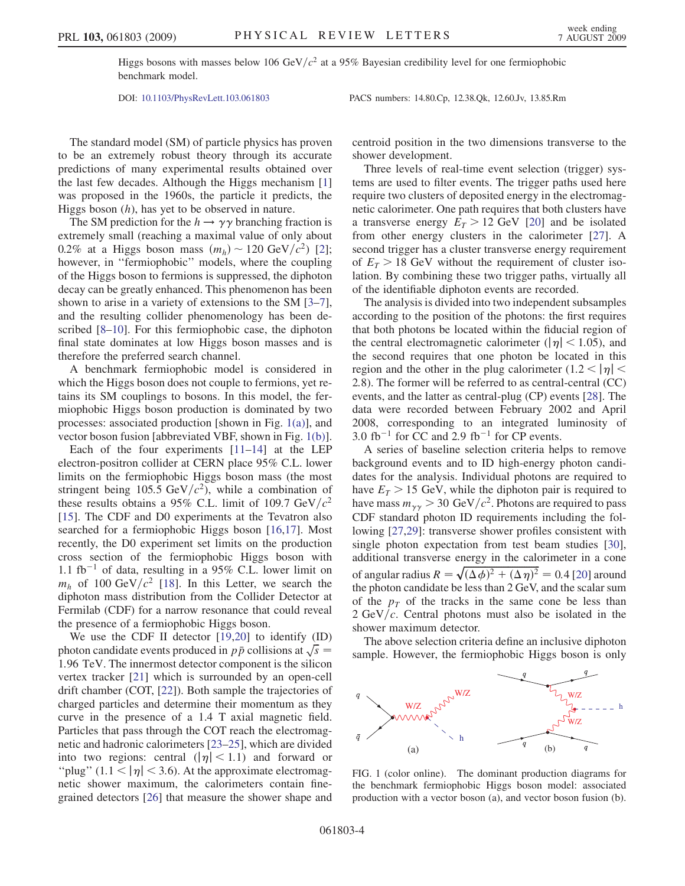Higgs bosons with masses below 106 GeV/$c^2$ at a 95% Bayesian credibility level for one fermiophobic benchmark model.

DOI: 10.1103/PhysRevLett.103.061803 PACS numbers: 14.80.Cp, 12.38.Qk, 12.60.Jv, 13.85.Rm

The standard model (SM) of particle physics has proven to be an extremely robust theory through its accurate predictions of many experimental results obtained over the last few decades. Although the Higgs mechanism [1] was proposed in the 1960s, the particle it predicts, the Higgs boson ($h$), has yet to be observed in nature.

The SM prediction for the $h \to \gamma\gamma$ branching fraction is extremely small (reaching a maximal value of only about 0.2% at a Higgs boson mass ($m_h$) $\sim$ 120 GeV/$c^2$) [2]; however, in "fermiophobic" models, where the coupling of the Higgs boson to fermions is suppressed, the diphoton decay can be greatly enhanced. This phenomenon has been shown to arise in a variety of extensions to the SM [3–7], and the resulting collider phenomenology has been described [8–10]. For this fermiophobic case, the diphoton final state dominates at low Higgs boson masses and is therefore the preferred search channel.

A benchmark fermiophobic model is considered in which the Higgs boson does not couple to fermions, yet retains its SM couplings to bosons. In this model, the fermiophobic Higgs boson production is dominated by two processes: associated production [shown in Fig. 1(a)], and vector boson fusion [abbreviated VBF, shown in Fig. 1(b)].

Each of the four experiments [11–14] at the LEP electron-positron collider at CERN place 95% C.L. lower limits on the fermiophobic Higgs boson mass (the most stringent being 105.5 GeV/$c^2$), while a combination of these results obtains a 95% C.L. limit of 109.7 GeV/$c^2$ [15]. The CDF and D0 experiments at the Tevatron also searched for a fermiophobic Higgs boson [16,17]. Most recently, the D0 experiment set limits on the production cross section of the fermiophobic Higgs boson with 1.1 fb$^{-1}$ of data, resulting in a 95% C.L. lower limit on $m_h$ of 100 GeV/$c^2$ [18]. In this Letter, we search the diphoton mass distribution from the Collider Detector at Fermilab (CDF) for a narrow resonance that could reveal the presence of a fermiophobic Higgs boson.

We use the CDF II detector [19,20] to identify (ID) photon candidate events produced in $p\bar{p}$ collisions at $\sqrt{s}$ = 1.96 TeV. The innermost detector component is the silicon vertex tracker [21] which is surrounded by an open-cell drift chamber (COT, [22]). Both sample the trajectories of charged particles and determine their momentum as they curve in the presence of a 1.4 T axial magnetic field. Particles that pass through the COT reach the electromagnetic and hadronic calorimeters [23–25], which are divided into two regions: central ($|\eta| < 1.1$) and forward or "plug" ($1.1 < |\eta| < 3.6$). At the approximate electromagnetic shower maximum, the calorimeters contain fine-grained detectors [26] that measure the shower shape and centroid position in the two dimensions transverse to the shower development.

Three levels of real-time event selection (trigger) systems are used to filter events. The trigger paths used here require two clusters of deposited energy in the electromagnetic calorimeter. One path requires that both clusters have a transverse energy $E_T > 12$ GeV [20] and be isolated from other energy clusters in the calorimeter [27]. A second trigger has a cluster transverse energy requirement of $E_T > 18$ GeV without the requirement of cluster isolation. By combining these two trigger paths, virtually all of the identifiable diphoton events are recorded.

The analysis is divided into two independent subsamples according to the position of the photons: the first requires that both photons be located within the fiducial region of the central electromagnetic calorimeter ($|\eta| < 1.05$), and the second requires that one photon be located in this region and the other in the plug calorimeter ($1.2 < |\eta| < 2.8$). The former will be referred to as central-central (CC) events, and the latter as central-plug (CP) events [28]. The data were recorded between February 2002 and April 2008, corresponding to an integrated luminosity of 3.0 fb$^{-1}$ for CC and 2.9 fb$^{-1}$ for CP events.

A series of baseline selection criteria helps to remove background events and to ID high-energy photon candidates for the analysis. Individual photons are required to have $E_T > 15$ GeV, while the diphoton pair is required to have mass $m_{\gamma\gamma} > 30$ GeV/$c^2$. Photons are required to pass CDF standard photon ID requirements including the following [27,29]: transverse shower profiles consistent with single photon expectation from test beam studies [30], additional transverse energy in the calorimeter in a cone of angular radius $R = \sqrt{(\Delta\phi)^2 + (\Delta\eta)^2} = 0.4$ [20] around the photon candidate be less than 2 GeV, and the scalar sum of the $p_T$ of the tracks in the same cone be less than 2 GeV/$c$. Central photons must also be isolated in the shower maximum detector.

The above selection criteria define an inclusive diphoton sample. However, the fermiophobic Higgs boson is only

q
q̄
W/Z
W/Z
h
(a)

q
q
W/Z
W/Z
h
q
q
(b)

FIG. 1 (color online). The dominant production diagrams for the benchmark fermiophobic Higgs boson model: associated production with a vector boson (a), and vector boson fusion (b).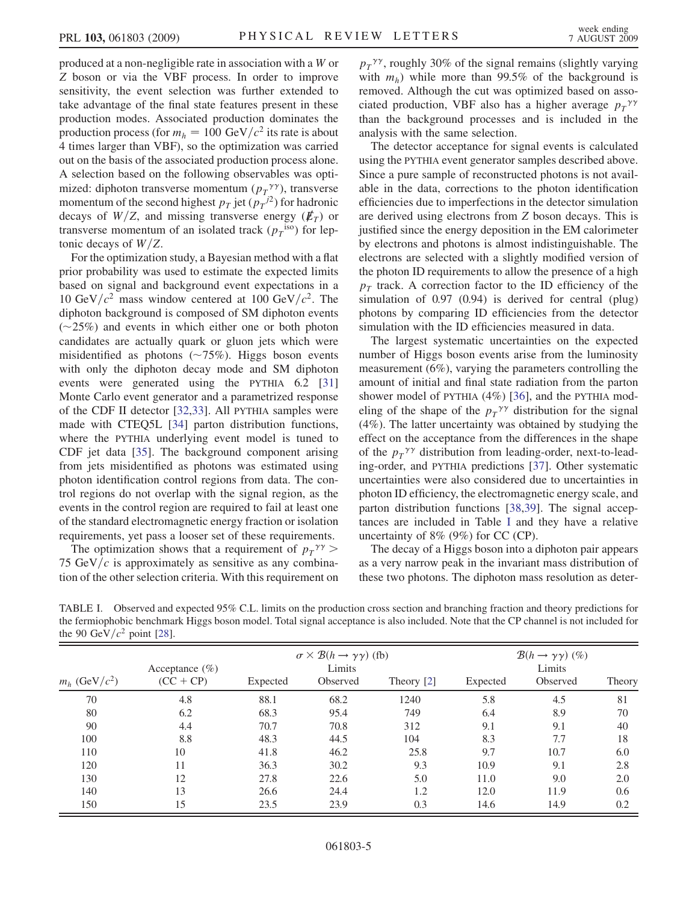produced at a non-negligible rate in association with a $W$ or $Z$ boson or via the VBF process. In order to improve sensitivity, the event selection was further extended to take advantage of the final state features present in these production modes. Associated production dominates the production process (for $m_h = 100\ \mathrm{GeV}/c^2$ its rate is about 4 times larger than VBF), so the optimization was carried out on the basis of the associated production process alone. A selection based on the following observables was optimized: diphoton transverse momentum ($p_T^{\gamma\gamma}$), transverse momentum of the second highest $p_T$ jet ($p_T^{j2}$) for hadronic decays of $W/Z$, and missing transverse energy ($\not\!\!E_T$) or transverse momentum of an isolated track ($p_T^{\mathrm{iso}}$) for leptonic decays of $W/Z$.

For the optimization study, a Bayesian method with a flat prior probability was used to estimate the expected limits based on signal and background event expectations in a $10\ \mathrm{GeV}/c^2$ mass window centered at $100\ \mathrm{GeV}/c^2$. The diphoton background is composed of SM diphoton events ($\sim$25%) and events in which either one or both photon candidates are actually quark or gluon jets which were misidentified as photons ($\sim$75%). Higgs boson events with only the diphoton decay mode and SM diphoton events were generated using the PYTHIA 6.2 [31] Monte Carlo event generator and a parametrized response of the CDF II detector [32,33]. All PYTHIA samples were made with CTEQ5L [34] parton distribution functions, where the PYTHIA underlying event model is tuned to CDF jet data [35]. The background component arising from jets misidentified as photons was estimated using photon identification control regions from data. The control regions do not overlap with the signal region, as the events in the control region are required to fail at least one of the standard electromagnetic energy fraction or isolation requirements, yet pass a looser set of these requirements.

The optimization shows that a requirement of $p_T^{\gamma\gamma} > 75\ \mathrm{GeV}/c$ is approximately as sensitive as any combination of the other selection criteria. With this requirement on $p_T^{\gamma\gamma}$, roughly 30% of the signal remains (slightly varying with $m_h$) while more than 99.5% of the background is removed. Although the cut was optimized based on associated production, VBF also has a higher average $p_T^{\gamma\gamma}$ than the background processes and is included in the analysis with the same selection.

The detector acceptance for signal events is calculated using the PYTHIA event generator samples described above. Since a pure sample of reconstructed photons is not available in the data, corrections to the photon identification efficiencies due to imperfections in the detector simulation are derived using electrons from $Z$ boson decays. This is justified since the energy deposition in the EM calorimeter by electrons and photons is almost indistinguishable. The electrons are selected with a slightly modified version of the photon ID requirements to allow the presence of a high $p_T$ track. A correction factor to the ID efficiency of the simulation of 0.97 (0.94) is derived for central (plug) photons by comparing ID efficiencies from the detector simulation with the ID efficiencies measured in data.

The largest systematic uncertainties on the expected number of Higgs boson events arise from the luminosity measurement (6%), varying the parameters controlling the amount of initial and final state radiation from the parton shower model of PYTHIA (4%) [36], and the PYTHIA modeling of the shape of the $p_T^{\gamma\gamma}$ distribution for the signal (4%). The latter uncertainty was obtained by studying the effect on the acceptance from the differences in the shape of the $p_T^{\gamma\gamma}$ distribution from leading-order, next-to-leading-order, and PYTHIA predictions [37]. Other systematic uncertainties were also considered due to uncertainties in photon ID efficiency, the electromagnetic energy scale, and parton distribution functions [38,39]. The signal acceptances are included in Table I and they have a relative uncertainty of 8% (9%) for CC (CP).

The decay of a Higgs boson into a diphoton pair appears as a very narrow peak in the invariant mass distribution of these two photons. The diphoton mass resolution as deter-

TABLE I. Observed and expected 95% C.L. limits on the production cross section and branching fraction and theory predictions for the fermiophobic benchmark Higgs boson model. Total signal acceptance is also included. Note that the CP channel is not included for the $90\ \mathrm{GeV}/c^2$ point [28].

| | | $\sigma \times \mathcal{B}(h \to \gamma\gamma)$ (fb) | | | $\mathcal{B}(h \to \gamma\gamma)$ (%) | | |
|---|---|---|---|---|---|---|---|
| | | Limits | | | Limits | | |
| $m_h$ ($\mathrm{GeV}/c^2$) | Acceptance (%) (CC + CP) | Expected | Observed | Theory [2] | Expected | Observed | Theory |
| 70 | 4.8 | 88.1 | 68.2 | 1240 | 5.8 | 4.5 | 81 |
| 80 | 6.2 | 68.3 | 95.4 | 749 | 6.4 | 8.9 | 70 |
| 90 | 4.4 | 70.7 | 70.8 | 312 | 9.1 | 9.1 | 40 |
| 100 | 8.8 | 48.3 | 44.5 | 104 | 8.3 | 7.7 | 18 |
| 110 | 10 | 41.8 | 46.2 | 25.8 | 9.7 | 10.7 | 6.0 |
| 120 | 11 | 36.3 | 30.2 | 9.3 | 10.9 | 9.1 | 2.8 |
| 130 | 12 | 27.8 | 22.6 | 5.0 | 11.0 | 9.0 | 2.0 |
| 140 | 13 | 26.6 | 24.4 | 1.2 | 12.0 | 11.9 | 0.6 |
| 150 | 15 | 23.5 | 23.9 | 0.3 | 14.6 | 14.9 | 0.2 |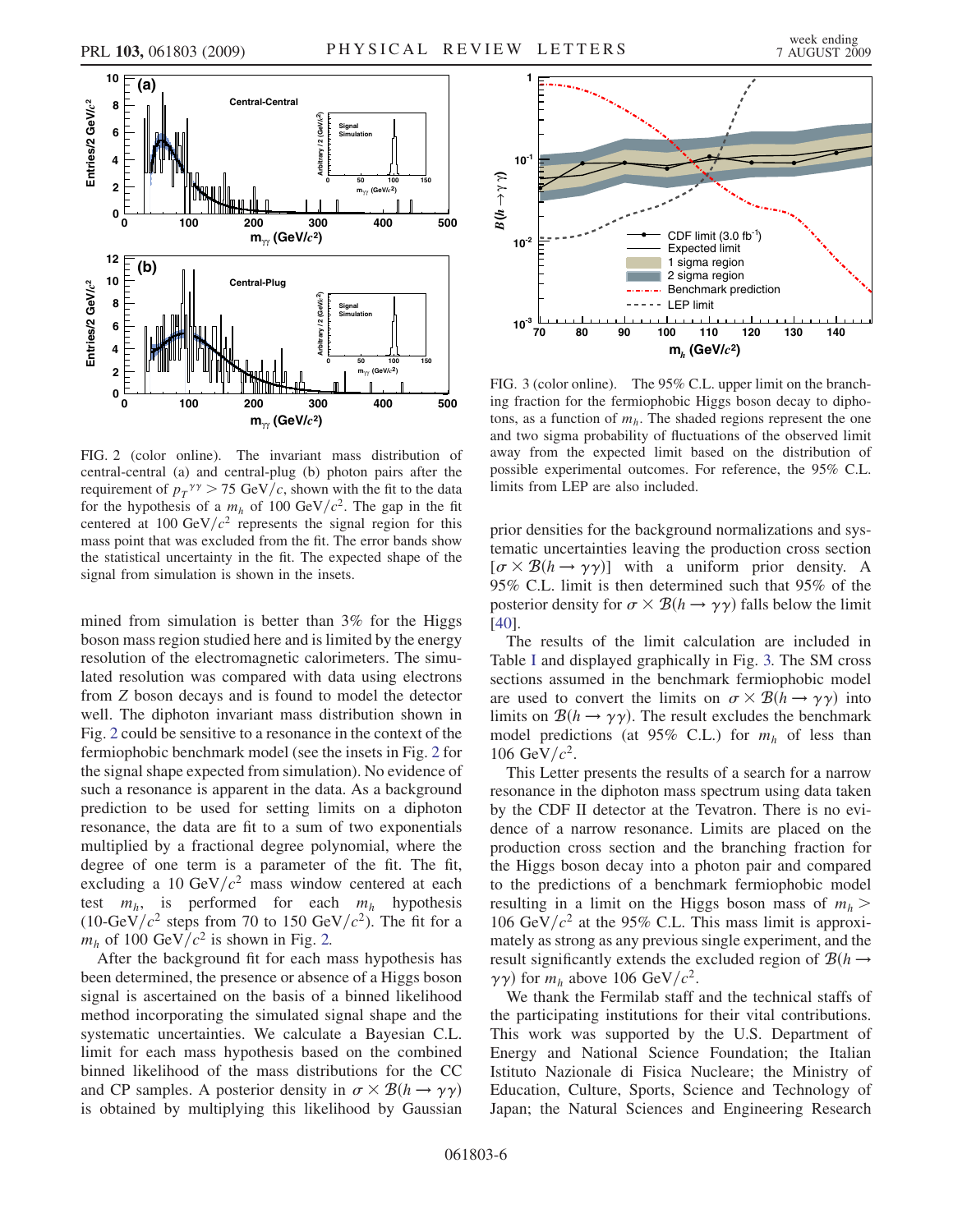(a)

Central-Central

Entries/2 GeV/$c^2$

$m_{\gamma\gamma}$ (GeV/$c^2$)

Signal Simulation

Arbitrary / 2 (GeV/$c^2$)

$m_{\gamma\gamma}$ (GeV/$c^2$)

(b)

Central-Plug

Entries/2 GeV/$c^2$

$m_{\gamma\gamma}$ (GeV/$c^2$)

Signal Simulation

Arbitrary / 2 (GeV/$c^2$)

$m_{\gamma\gamma}$ (GeV/$c^2$)

FIG. 2 (color online). The invariant mass distribution of central-central (a) and central-plug (b) photon pairs after the requirement of $p_T^{\gamma\gamma} > 75$ GeV/$c$, shown with the fit to the data for the hypothesis of a $m_h$ of 100 GeV/$c^2$. The gap in the fit centered at 100 GeV/$c^2$ represents the signal region for this mass point that was excluded from the fit. The error bands show the statistical uncertainty in the fit. The expected shape of the signal from simulation is shown in the insets.

mined from simulation is better than 3% for the Higgs boson mass region studied here and is limited by the energy resolution of the electromagnetic calorimeters. The simulated resolution was compared with data using electrons from $Z$ boson decays and is found to model the detector well. The diphoton invariant mass distribution shown in Fig. 2 could be sensitive to a resonance in the context of the fermiophobic benchmark model (see the insets in Fig. 2 for the signal shape expected from simulation). No evidence of such a resonance is apparent in the data. As a background prediction to be used for setting limits on a diphoton resonance, the data are fit to a sum of two exponentials multiplied by a fractional degree polynomial, where the degree of one term is a parameter of the fit. The fit, excluding a 10 GeV/$c^2$ mass window centered at each test $m_h$, is performed for each $m_h$ hypothesis (10-GeV/$c^2$ steps from 70 to 150 GeV/$c^2$). The fit for a $m_h$ of 100 GeV/$c^2$ is shown in Fig. 2.

After the background fit for each mass hypothesis has been determined, the presence or absence of a Higgs boson signal is ascertained on the basis of a binned likelihood method incorporating the simulated signal shape and the systematic uncertainties. We calculate a Bayesian C.L. limit for each mass hypothesis based on the combined binned likelihood of the mass distributions for the CC and CP samples. A posterior density in $\sigma \times \mathcal{B}(h \to \gamma\gamma)$ is obtained by multiplying this likelihood by Gaussian prior densities for the background normalizations and systematic uncertainties leaving the production cross section $[\sigma \times \mathcal{B}(h \to \gamma\gamma)]$ with a uniform prior density. A 95% C.L. limit is then determined such that 95% of the posterior density for $\sigma \times \mathcal{B}(h \to \gamma\gamma)$ falls below the limit [40].

$\mathcal{B}(h \to \gamma\gamma)$

$m_h$ (GeV/$c^2$)

CDF limit (3.0 fb$^{-1}$)
Expected limit
1 sigma region
2 sigma region
Benchmark prediction
LEP limit

FIG. 3 (color online). The 95% C.L. upper limit on the branching fraction for the fermiophobic Higgs boson decay to diphotons, as a function of $m_h$. The shaded regions represent the one and two sigma probability of fluctuations of the observed limit away from the expected limit based on the distribution of possible experimental outcomes. For reference, the 95% C.L. limits from LEP are also included.

The results of the limit calculation are included in Table I and displayed graphically in Fig. 3. The SM cross sections assumed in the benchmark fermiophobic model are used to convert the limits on $\sigma \times \mathcal{B}(h \to \gamma\gamma)$ into limits on $\mathcal{B}(h \to \gamma\gamma)$. The result excludes the benchmark model predictions (at 95% C.L.) for $m_h$ of less than 106 GeV/$c^2$.

This Letter presents the results of a search for a narrow resonance in the diphoton mass spectrum using data taken by the CDF II detector at the Tevatron. There is no evidence of a narrow resonance. Limits are placed on the production cross section and the branching fraction for the Higgs boson decay into a photon pair and compared to the predictions of a benchmark fermiophobic model resulting in a limit on the Higgs boson mass of $m_h >$ 106 GeV/$c^2$ at the 95% C.L. This mass limit is approximately as strong as any previous single experiment, and the result significantly extends the excluded region of $\mathcal{B}(h \to \gamma\gamma)$ for $m_h$ above 106 GeV/$c^2$.

We thank the Fermilab staff and the technical staffs of the participating institutions for their vital contributions. This work was supported by the U.S. Department of Energy and National Science Foundation; the Italian Istituto Nazionale di Fisica Nucleare; the Ministry of Education, Culture, Sports, Science and Technology of Japan; the Natural Sciences and Engineering Research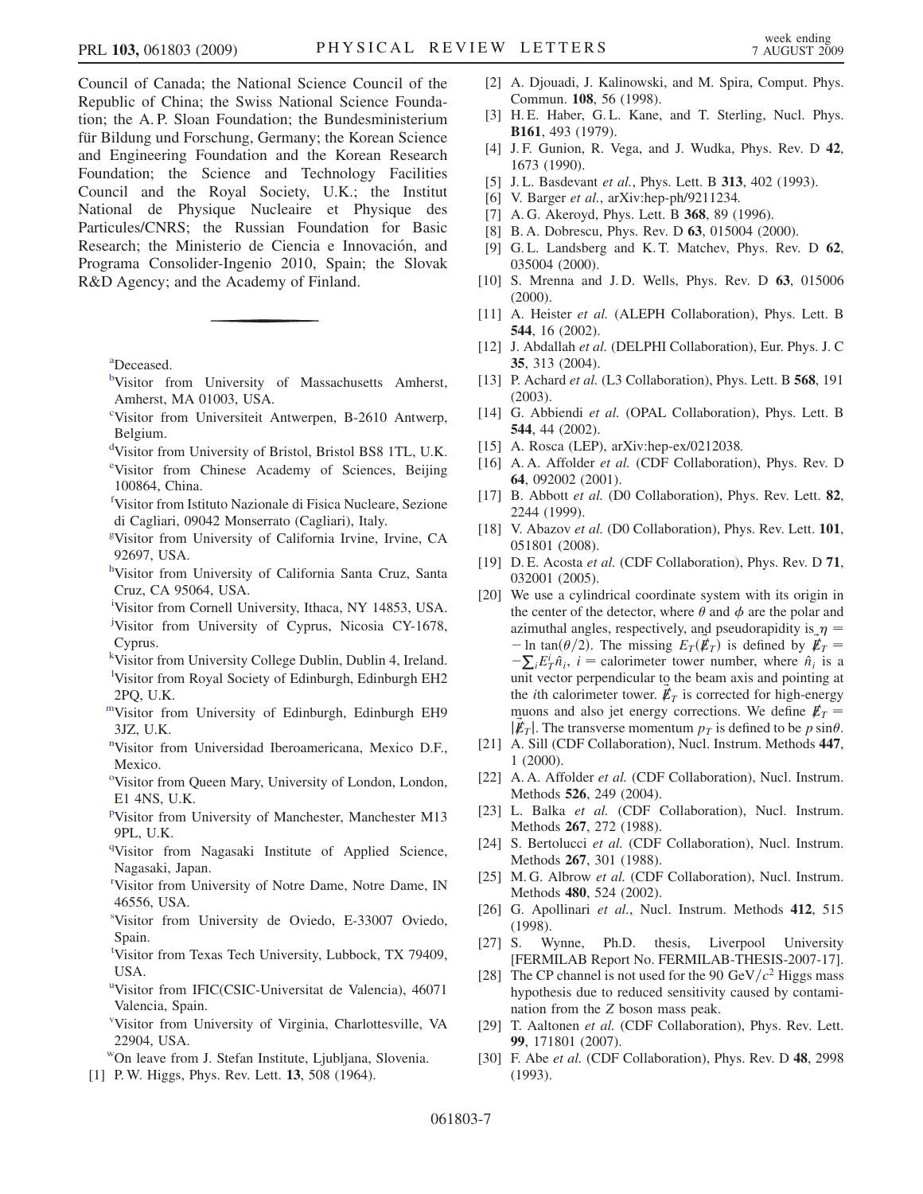Council of Canada; the National Science Council of the Republic of China; the Swiss National Science Foundation; the A. P. Sloan Foundation; the Bundesministerium für Bildung und Forschung, Germany; the Korean Science and Engineering Foundation and the Korean Research Foundation; the Science and Technology Facilities Council and the Royal Society, U.K.; the Institut National de Physique Nucleaire et Physique des Particules/CNRS; the Russian Foundation for Basic Research; the Ministerio de Ciencia e Innovación, and Programa Consolider-Ingenio 2010, Spain; the Slovak R&D Agency; and the Academy of Finland.

---

[a]Deceased.

[b]Visitor from University of Massachusetts Amherst, Amherst, MA 01003, USA.

[c]Visitor from Universiteit Antwerpen, B-2610 Antwerp, Belgium.

[d]Visitor from University of Bristol, Bristol BS8 1TL, U.K.

[e]Visitor from Chinese Academy of Sciences, Beijing 100864, China.

[f]Visitor from Istituto Nazionale di Fisica Nucleare, Sezione di Cagliari, 09042 Monserrato (Cagliari), Italy.

[g]Visitor from University of California Irvine, Irvine, CA 92697, USA.

[h]Visitor from University of California Santa Cruz, Santa Cruz, CA 95064, USA.

[i]Visitor from Cornell University, Ithaca, NY 14853, USA.

[j]Visitor from University of Cyprus, Nicosia CY-1678, Cyprus.

[k]Visitor from University College Dublin, Dublin 4, Ireland.

[l]Visitor from Royal Society of Edinburgh, Edinburgh EH2 2PQ, U.K.

[m]Visitor from University of Edinburgh, Edinburgh EH9 3JZ, U.K.

[n]Visitor from Universidad Iberoamericana, Mexico D.F., Mexico.

[o]Visitor from Queen Mary, University of London, London, E1 4NS, U.K.

[p]Visitor from University of Manchester, Manchester M13 9PL, U.K.

[q]Visitor from Nagasaki Institute of Applied Science, Nagasaki, Japan.

[r]Visitor from University of Notre Dame, Notre Dame, IN 46556, USA.

[s]Visitor from University de Oviedo, E-33007 Oviedo, Spain.

[t]Visitor from Texas Tech University, Lubbock, TX 79409, USA.

[u]Visitor from IFIC(CSIC-Universitat de Valencia), 46071 Valencia, Spain.

[v]Visitor from University of Virginia, Charlottesville, VA 22904, USA.

[w]On leave from J. Stefan Institute, Ljubljana, Slovenia.

[1] P. W. Higgs, Phys. Rev. Lett. **13**, 508 (1964).

[2] A. Djouadi, J. Kalinowski, and M. Spira, Comput. Phys. Commun. **108**, 56 (1998).

[3] H. E. Haber, G. L. Kane, and T. Sterling, Nucl. Phys. **B161**, 493 (1979).

[4] J. F. Gunion, R. Vega, and J. Wudka, Phys. Rev. D **42**, 1673 (1990).

[5] J. L. Basdevant *et al.*, Phys. Lett. B **313**, 402 (1993).

[6] V. Barger *et al.*, arXiv:hep-ph/9211234.

[7] A. G. Akeroyd, Phys. Lett. B **368**, 89 (1996).

[8] B. A. Dobrescu, Phys. Rev. D **63**, 015004 (2000).

[9] G. L. Landsberg and K. T. Matchev, Phys. Rev. D **62**, 035004 (2000).

[10] S. Mrenna and J. D. Wells, Phys. Rev. D **63**, 015006 (2000).

[11] A. Heister *et al.* (ALEPH Collaboration), Phys. Lett. B **544**, 16 (2002).

[12] J. Abdallah *et al.* (DELPHI Collaboration), Eur. Phys. J. C **35**, 313 (2004).

[13] P. Achard *et al.* (L3 Collaboration), Phys. Lett. B **568**, 191 (2003).

[14] G. Abbiendi *et al.* (OPAL Collaboration), Phys. Lett. B **544**, 44 (2002).

[15] A. Rosca (LEP), arXiv:hep-ex/0212038.

[16] A. A. Affolder *et al.* (CDF Collaboration), Phys. Rev. D **64**, 092002 (2001).

[17] B. Abbott *et al.* (D0 Collaboration), Phys. Rev. Lett. **82**, 2244 (1999).

[18] V. Abazov *et al.* (D0 Collaboration), Phys. Rev. Lett. **101**, 051801 (2008).

[19] D. E. Acosta *et al.* (CDF Collaboration), Phys. Rev. D **71**, 032001 (2005).

[20] We use a cylindrical coordinate system with its origin in the center of the detector, where $\theta$ and $\phi$ are the polar and azimuthal angles, respectively, and pseudorapidity is $\eta = -\ln\tan(\theta/2)$. The missing $E_T$ ($\vec{\not\!\!E}_T$) is defined by $\vec{\not\!\!E}_T = -\sum_i E_T^i \hat{n}_i$, $i$ = calorimeter tower number, where $\hat{n}_i$ is a unit vector perpendicular to the beam axis and pointing at the $i$th calorimeter tower. $\vec{\not\!\!E}_T$ is corrected for high-energy muons and also jet energy corrections. We define $\not\!\!E_T = |\vec{\not\!\!E}_T|$. The transverse momentum $p_T$ is defined to be $p\sin\theta$.

[21] A. Sill (CDF Collaboration), Nucl. Instrum. Methods **447**, 1 (2000).

[22] A. A. Affolder *et al.* (CDF Collaboration), Nucl. Instrum. Methods **526**, 249 (2004).

[23] L. Balka *et al.* (CDF Collaboration), Nucl. Instrum. Methods **267**, 272 (1988).

[24] S. Bertolucci *et al.* (CDF Collaboration), Nucl. Instrum. Methods **267**, 301 (1988).

[25] M. G. Albrow *et al.* (CDF Collaboration), Nucl. Instrum. Methods **480**, 524 (2002).

[26] G. Apollinari *et al.*, Nucl. Instrum. Methods **412**, 515 (1998).

[27] S. Wynne, Ph.D. thesis, Liverpool University [FERMILAB Report No. FERMILAB-THESIS-2007-17].

[28] The CP channel is not used for the 90 $\mathrm{GeV}/c^2$ Higgs mass hypothesis due to reduced sensitivity caused by contamination from the $Z$ boson mass peak.

[29] T. Aaltonen *et al.* (CDF Collaboration), Phys. Rev. Lett. **99**, 171801 (2007).

[30] F. Abe *et al.* (CDF Collaboration), Phys. Rev. D **48**, 2998 (1993).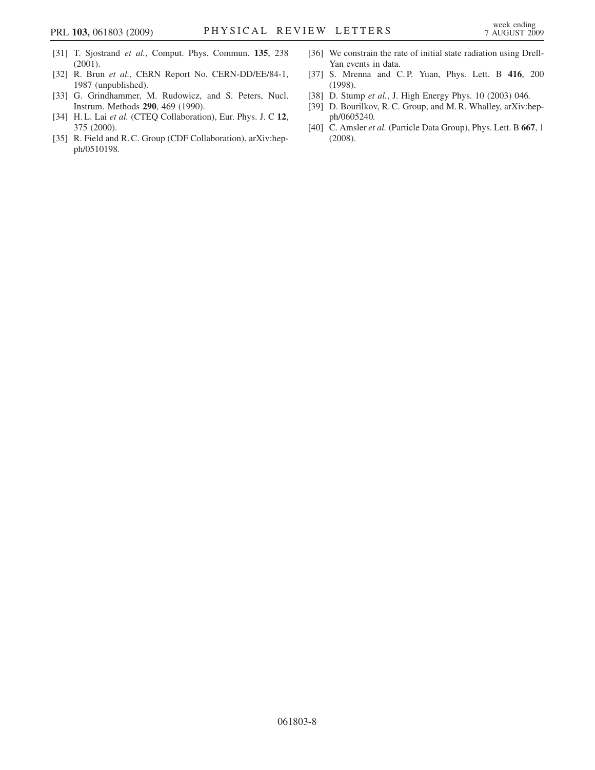[31] T. Sjostrand *et al.*, Comput. Phys. Commun. **135**, 238 (2001).

[32] R. Brun *et al.*, CERN Report No. CERN-DD/EE/84-1, 1987 (unpublished).

[33] G. Grindhammer, M. Rudowicz, and S. Peters, Nucl. Instrum. Methods **290**, 469 (1990).

[34] H. L. Lai *et al.* (CTEQ Collaboration), Eur. Phys. J. C **12**, 375 (2000).

[35] R. Field and R. C. Group (CDF Collaboration), arXiv:hep-ph/0510198.

[36] We constrain the rate of initial state radiation using Drell-Yan events in data.

[37] S. Mrenna and C. P. Yuan, Phys. Lett. B **416**, 200 (1998).

[38] D. Stump *et al.*, J. High Energy Phys. 10 (2003) 046.

[39] D. Bourilkov, R. C. Group, and M. R. Whalley, arXiv:hep-ph/0605240.

[40] C. Amsler *et al.* (Particle Data Group), Phys. Lett. B **667**, 1 (2008).